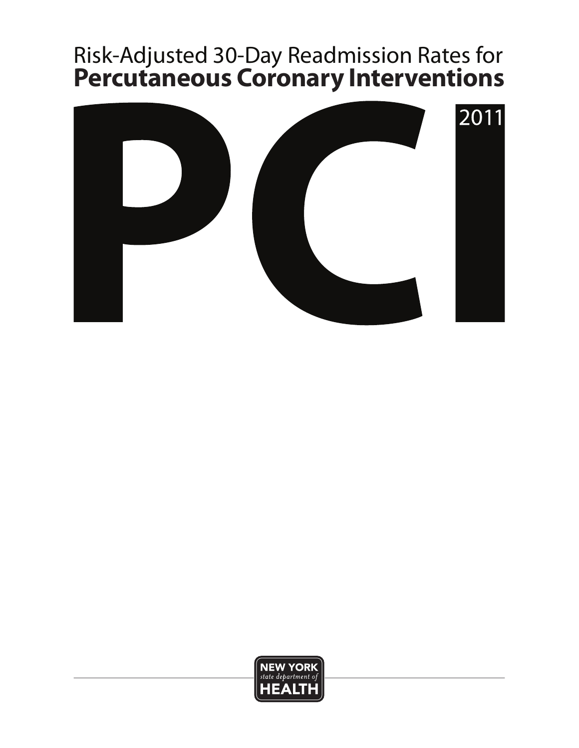# Risk-Adjusted 30-Day Readmission Rates for **Percutaneous Coronary Interventions**

# PCI

2011

NEW YORK
*state department of*
HEALTH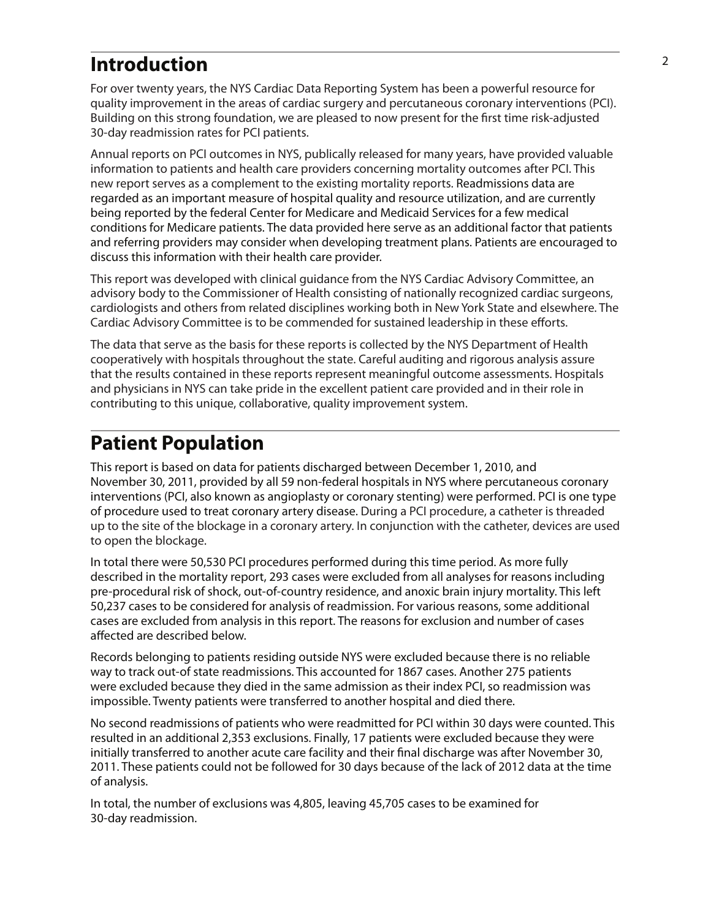## Introduction

For over twenty years, the NYS Cardiac Data Reporting System has been a powerful resource for quality improvement in the areas of cardiac surgery and percutaneous coronary interventions (PCI). Building on this strong foundation, we are pleased to now present for the first time risk-adjusted 30-day readmission rates for PCI patients.

Annual reports on PCI outcomes in NYS, publically released for many years, have provided valuable information to patients and health care providers concerning mortality outcomes after PCI. This new report serves as a complement to the existing mortality reports. Readmissions data are regarded as an important measure of hospital quality and resource utilization, and are currently being reported by the federal Center for Medicare and Medicaid Services for a few medical conditions for Medicare patients. The data provided here serve as an additional factor that patients and referring providers may consider when developing treatment plans. Patients are encouraged to discuss this information with their health care provider.

This report was developed with clinical guidance from the NYS Cardiac Advisory Committee, an advisory body to the Commissioner of Health consisting of nationally recognized cardiac surgeons, cardiologists and others from related disciplines working both in New York State and elsewhere. The Cardiac Advisory Committee is to be commended for sustained leadership in these efforts.

The data that serve as the basis for these reports is collected by the NYS Department of Health cooperatively with hospitals throughout the state. Careful auditing and rigorous analysis assure that the results contained in these reports represent meaningful outcome assessments. Hospitals and physicians in NYS can take pride in the excellent patient care provided and in their role in contributing to this unique, collaborative, quality improvement system.

## Patient Population

This report is based on data for patients discharged between December 1, 2010, and November 30, 2011, provided by all 59 non-federal hospitals in NYS where percutaneous coronary interventions (PCI, also known as angioplasty or coronary stenting) were performed. PCI is one type of procedure used to treat coronary artery disease. During a PCI procedure, a catheter is threaded up to the site of the blockage in a coronary artery. In conjunction with the catheter, devices are used to open the blockage.

In total there were 50,530 PCI procedures performed during this time period. As more fully described in the mortality report, 293 cases were excluded from all analyses for reasons including pre-procedural risk of shock, out-of-country residence, and anoxic brain injury mortality. This left 50,237 cases to be considered for analysis of readmission. For various reasons, some additional cases are excluded from analysis in this report. The reasons for exclusion and number of cases affected are described below.

Records belonging to patients residing outside NYS were excluded because there is no reliable way to track out-of state readmissions. This accounted for 1867 cases. Another 275 patients were excluded because they died in the same admission as their index PCI, so readmission was impossible. Twenty patients were transferred to another hospital and died there.

No second readmissions of patients who were readmitted for PCI within 30 days were counted. This resulted in an additional 2,353 exclusions. Finally, 17 patients were excluded because they were initially transferred to another acute care facility and their final discharge was after November 30, 2011. These patients could not be followed for 30 days because of the lack of 2012 data at the time of analysis.

In total, the number of exclusions was 4,805, leaving 45,705 cases to be examined for 30-day readmission.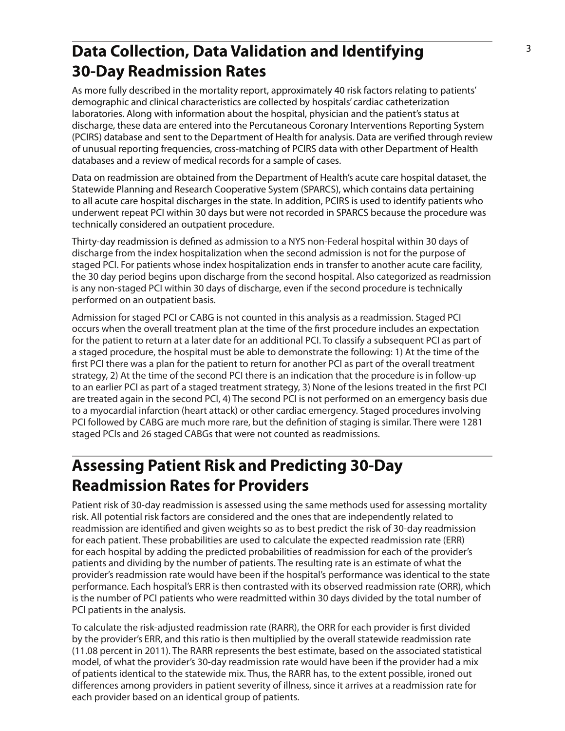## Data Collection, Data Validation and Identifying 30-Day Readmission Rates

As more fully described in the mortality report, approximately 40 risk factors relating to patients' demographic and clinical characteristics are collected by hospitals' cardiac catheterization laboratories. Along with information about the hospital, physician and the patient's status at discharge, these data are entered into the Percutaneous Coronary Interventions Reporting System (PCIRS) database and sent to the Department of Health for analysis. Data are verified through review of unusual reporting frequencies, cross-matching of PCIRS data with other Department of Health databases and a review of medical records for a sample of cases.

Data on readmission are obtained from the Department of Health's acute care hospital dataset, the Statewide Planning and Research Cooperative System (SPARCS), which contains data pertaining to all acute care hospital discharges in the state. In addition, PCIRS is used to identify patients who underwent repeat PCI within 30 days but were not recorded in SPARCS because the procedure was technically considered an outpatient procedure.

Thirty-day readmission is defined as admission to a NYS non-Federal hospital within 30 days of discharge from the index hospitalization when the second admission is not for the purpose of staged PCI. For patients whose index hospitalization ends in transfer to another acute care facility, the 30 day period begins upon discharge from the second hospital. Also categorized as readmission is any non-staged PCI within 30 days of discharge, even if the second procedure is technically performed on an outpatient basis.

Admission for staged PCI or CABG is not counted in this analysis as a readmission. Staged PCI occurs when the overall treatment plan at the time of the first procedure includes an expectation for the patient to return at a later date for an additional PCI. To classify a subsequent PCI as part of a staged procedure, the hospital must be able to demonstrate the following: 1) At the time of the first PCI there was a plan for the patient to return for another PCI as part of the overall treatment strategy, 2) At the time of the second PCI there is an indication that the procedure is in follow-up to an earlier PCI as part of a staged treatment strategy, 3) None of the lesions treated in the first PCI are treated again in the second PCI, 4) The second PCI is not performed on an emergency basis due to a myocardial infarction (heart attack) or other cardiac emergency. Staged procedures involving PCI followed by CABG are much more rare, but the definition of staging is similar. There were 1281 staged PCIs and 26 staged CABGs that were not counted as readmissions.

## Assessing Patient Risk and Predicting 30-Day Readmission Rates for Providers

Patient risk of 30-day readmission is assessed using the same methods used for assessing mortality risk. All potential risk factors are considered and the ones that are independently related to readmission are identified and given weights so as to best predict the risk of 30-day readmission for each patient. These probabilities are used to calculate the expected readmission rate (ERR) for each hospital by adding the predicted probabilities of readmission for each of the provider's patients and dividing by the number of patients. The resulting rate is an estimate of what the provider's readmission rate would have been if the hospital's performance was identical to the state performance. Each hospital's ERR is then contrasted with its observed readmission rate (ORR), which is the number of PCI patients who were readmitted within 30 days divided by the total number of PCI patients in the analysis.

To calculate the risk-adjusted readmission rate (RARR), the ORR for each provider is first divided by the provider's ERR, and this ratio is then multiplied by the overall statewide readmission rate (11.08 percent in 2011). The RARR represents the best estimate, based on the associated statistical model, of what the provider's 30-day readmission rate would have been if the provider had a mix of patients identical to the statewide mix. Thus, the RARR has, to the extent possible, ironed out differences among providers in patient severity of illness, since it arrives at a readmission rate for each provider based on an identical group of patients.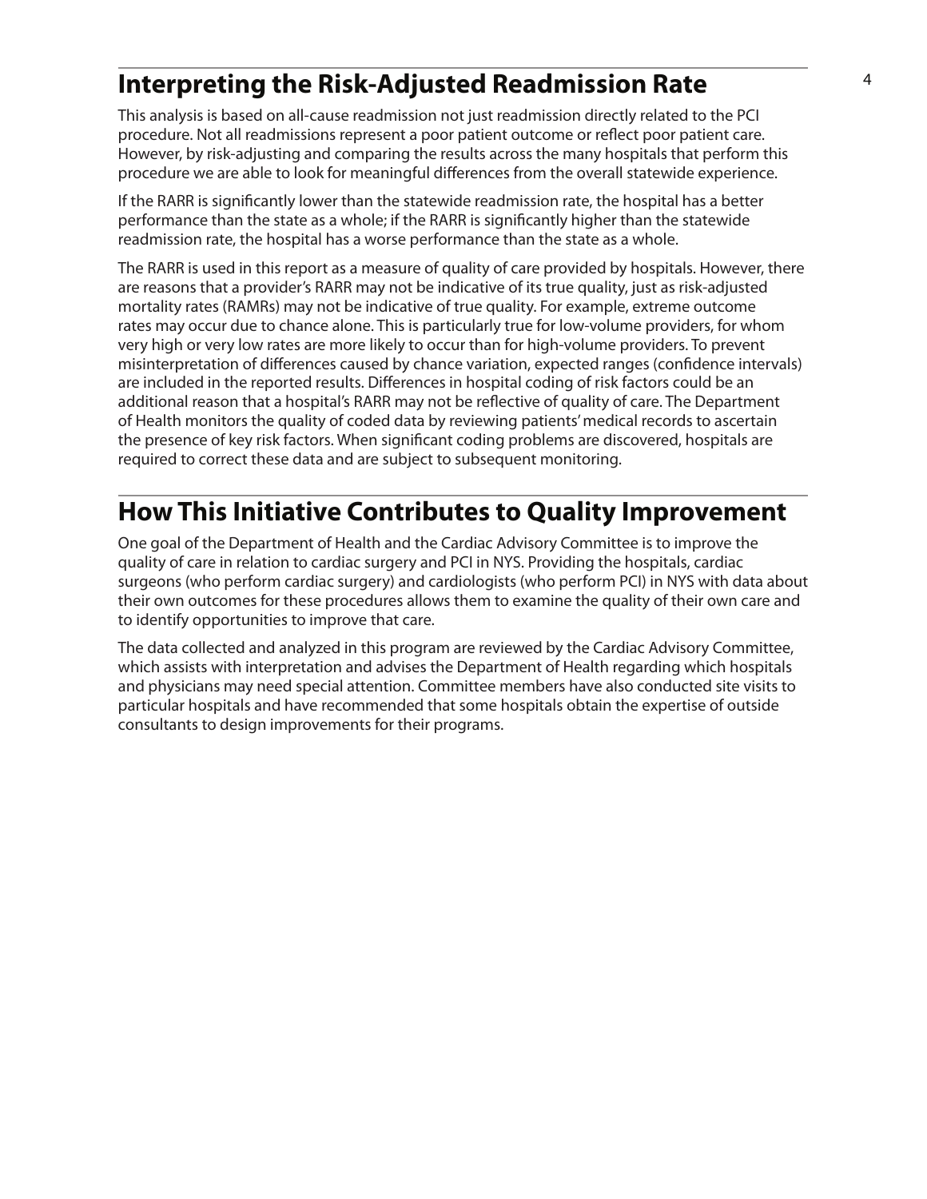## Interpreting the Risk-Adjusted Readmission Rate

This analysis is based on all-cause readmission not just readmission directly related to the PCI procedure. Not all readmissions represent a poor patient outcome or reflect poor patient care. However, by risk-adjusting and comparing the results across the many hospitals that perform this procedure we are able to look for meaningful differences from the overall statewide experience.

If the RARR is significantly lower than the statewide readmission rate, the hospital has a better performance than the state as a whole; if the RARR is significantly higher than the statewide readmission rate, the hospital has a worse performance than the state as a whole.

The RARR is used in this report as a measure of quality of care provided by hospitals. However, there are reasons that a provider's RARR may not be indicative of its true quality, just as risk-adjusted mortality rates (RAMRs) may not be indicative of true quality. For example, extreme outcome rates may occur due to chance alone. This is particularly true for low-volume providers, for whom very high or very low rates are more likely to occur than for high-volume providers. To prevent misinterpretation of differences caused by chance variation, expected ranges (confidence intervals) are included in the reported results. Differences in hospital coding of risk factors could be an additional reason that a hospital's RARR may not be reflective of quality of care. The Department of Health monitors the quality of coded data by reviewing patients' medical records to ascertain the presence of key risk factors. When significant coding problems are discovered, hospitals are required to correct these data and are subject to subsequent monitoring.

## How This Initiative Contributes to Quality Improvement

One goal of the Department of Health and the Cardiac Advisory Committee is to improve the quality of care in relation to cardiac surgery and PCI in NYS. Providing the hospitals, cardiac surgeons (who perform cardiac surgery) and cardiologists (who perform PCI) in NYS with data about their own outcomes for these procedures allows them to examine the quality of their own care and to identify opportunities to improve that care.

The data collected and analyzed in this program are reviewed by the Cardiac Advisory Committee, which assists with interpretation and advises the Department of Health regarding which hospitals and physicians may need special attention. Committee members have also conducted site visits to particular hospitals and have recommended that some hospitals obtain the expertise of outside consultants to design improvements for their programs.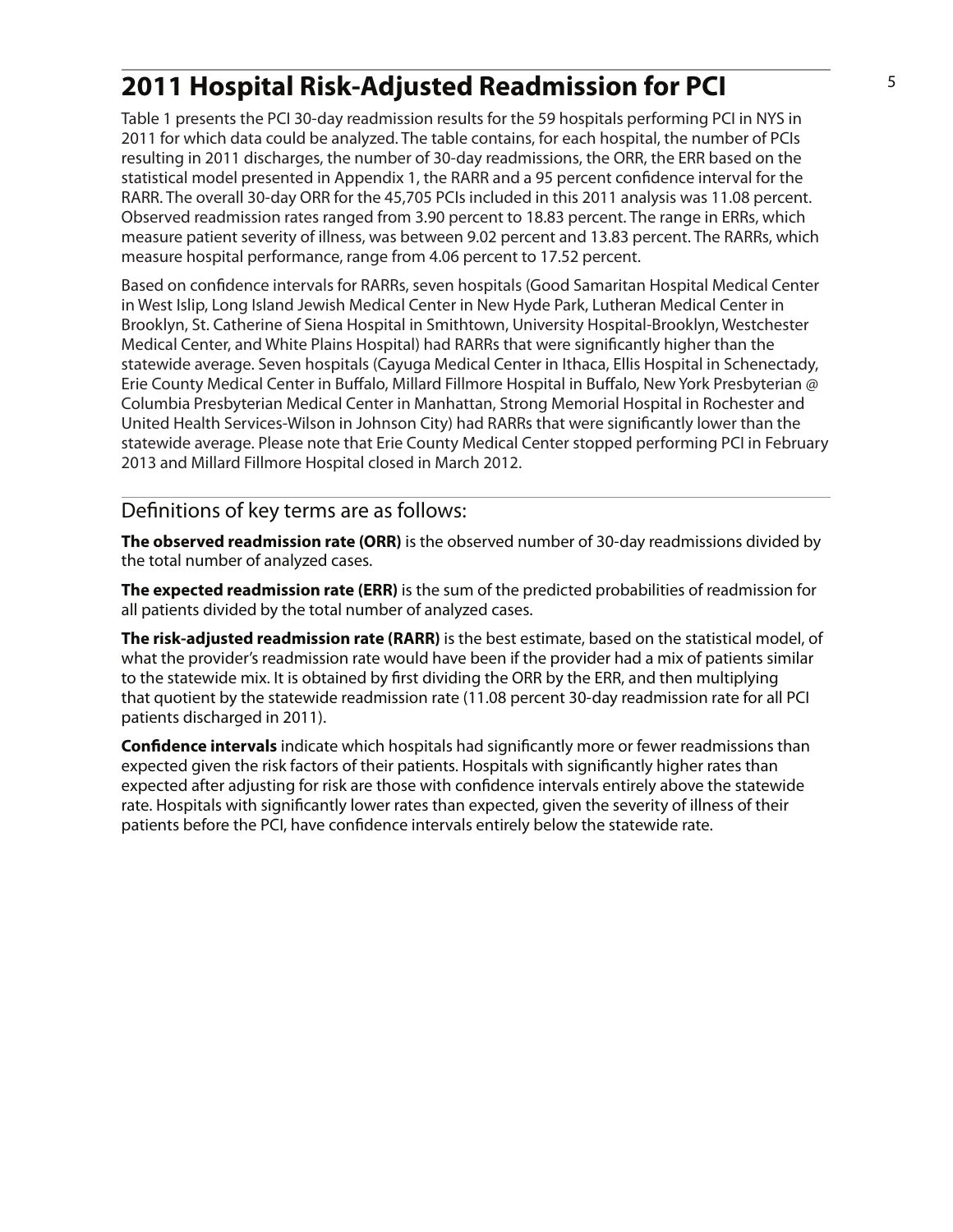# 2011 Hospital Risk-Adjusted Readmission for PCI

Table 1 presents the PCI 30-day readmission results for the 59 hospitals performing PCI in NYS in 2011 for which data could be analyzed. The table contains, for each hospital, the number of PCIs resulting in 2011 discharges, the number of 30-day readmissions, the ORR, the ERR based on the statistical model presented in Appendix 1, the RARR and a 95 percent confidence interval for the RARR. The overall 30-day ORR for the 45,705 PCIs included in this 2011 analysis was 11.08 percent. Observed readmission rates ranged from 3.90 percent to 18.83 percent. The range in ERRs, which measure patient severity of illness, was between 9.02 percent and 13.83 percent. The RARRs, which measure hospital performance, range from 4.06 percent to 17.52 percent.

Based on confidence intervals for RARRs, seven hospitals (Good Samaritan Hospital Medical Center in West Islip, Long Island Jewish Medical Center in New Hyde Park, Lutheran Medical Center in Brooklyn, St. Catherine of Siena Hospital in Smithtown, University Hospital-Brooklyn, Westchester Medical Center, and White Plains Hospital) had RARRs that were significantly higher than the statewide average. Seven hospitals (Cayuga Medical Center in Ithaca, Ellis Hospital in Schenectady, Erie County Medical Center in Buffalo, Millard Fillmore Hospital in Buffalo, New York Presbyterian @ Columbia Presbyterian Medical Center in Manhattan, Strong Memorial Hospital in Rochester and United Health Services-Wilson in Johnson City) had RARRs that were significantly lower than the statewide average. Please note that Erie County Medical Center stopped performing PCI in February 2013 and Millard Fillmore Hospital closed in March 2012.

## Definitions of key terms are as follows:

**The observed readmission rate (ORR)** is the observed number of 30-day readmissions divided by the total number of analyzed cases.

**The expected readmission rate (ERR)** is the sum of the predicted probabilities of readmission for all patients divided by the total number of analyzed cases.

**The risk-adjusted readmission rate (RARR)** is the best estimate, based on the statistical model, of what the provider's readmission rate would have been if the provider had a mix of patients similar to the statewide mix. It is obtained by first dividing the ORR by the ERR, and then multiplying that quotient by the statewide readmission rate (11.08 percent 30-day readmission rate for all PCI patients discharged in 2011).

**Confidence intervals** indicate which hospitals had significantly more or fewer readmissions than expected given the risk factors of their patients. Hospitals with significantly higher rates than expected after adjusting for risk are those with confidence intervals entirely above the statewide rate. Hospitals with significantly lower rates than expected, given the severity of illness of their patients before the PCI, have confidence intervals entirely below the statewide rate.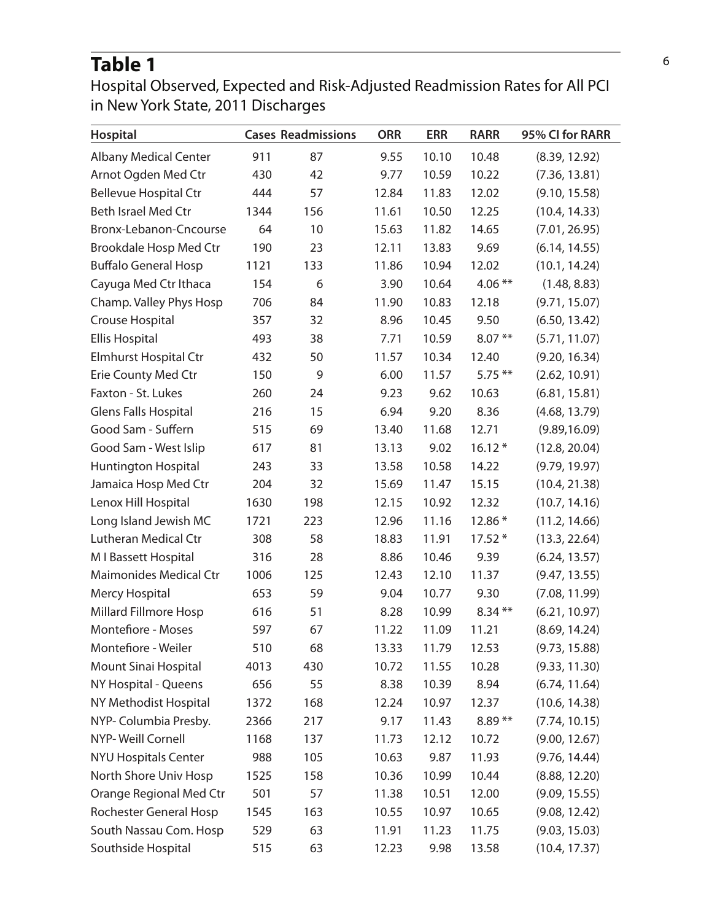# Table 1

Hospital Observed, Expected and Risk-Adjusted Readmission Rates for All PCI in New York State, 2011 Discharges

| Hospital | Cases | Readmissions | ORR | ERR | RARR | 95% CI for RARR |
|---|---|---|---|---|---|---|
| Albany Medical Center | 911 | 87 | 9.55 | 10.10 | 10.48 | (8.39, 12.92) |
| Arnot Ogden Med Ctr | 430 | 42 | 9.77 | 10.59 | 10.22 | (7.36, 13.81) |
| Bellevue Hospital Ctr | 444 | 57 | 12.84 | 11.83 | 12.02 | (9.10, 15.58) |
| Beth Israel Med Ctr | 1344 | 156 | 11.61 | 10.50 | 12.25 | (10.4, 14.33) |
| Bronx-Lebanon-Cncourse | 64 | 10 | 15.63 | 11.82 | 14.65 | (7.01, 26.95) |
| Brookdale Hosp Med Ctr | 190 | 23 | 12.11 | 13.83 | 9.69 | (6.14, 14.55) |
| Buffalo General Hosp | 1121 | 133 | 11.86 | 10.94 | 12.02 | (10.1, 14.24) |
| Cayuga Med Ctr Ithaca | 154 | 6 | 3.90 | 10.64 | 4.06 ** | (1.48, 8.83) |
| Champ. Valley Phys Hosp | 706 | 84 | 11.90 | 10.83 | 12.18 | (9.71, 15.07) |
| Crouse Hospital | 357 | 32 | 8.96 | 10.45 | 9.50 | (6.50, 13.42) |
| Ellis Hospital | 493 | 38 | 7.71 | 10.59 | 8.07 ** | (5.71, 11.07) |
| Elmhurst Hospital Ctr | 432 | 50 | 11.57 | 10.34 | 12.40 | (9.20, 16.34) |
| Erie County Med Ctr | 150 | 9 | 6.00 | 11.57 | 5.75 ** | (2.62, 10.91) |
| Faxton - St. Lukes | 260 | 24 | 9.23 | 9.62 | 10.63 | (6.81, 15.81) |
| Glens Falls Hospital | 216 | 15 | 6.94 | 9.20 | 8.36 | (4.68, 13.79) |
| Good Sam - Suffern | 515 | 69 | 13.40 | 11.68 | 12.71 | (9.89,16.09) |
| Good Sam - West Islip | 617 | 81 | 13.13 | 9.02 | 16.12 * | (12.8, 20.04) |
| Huntington Hospital | 243 | 33 | 13.58 | 10.58 | 14.22 | (9.79, 19.97) |
| Jamaica Hosp Med Ctr | 204 | 32 | 15.69 | 11.47 | 15.15 | (10.4, 21.38) |
| Lenox Hill Hospital | 1630 | 198 | 12.15 | 10.92 | 12.32 | (10.7, 14.16) |
| Long Island Jewish MC | 1721 | 223 | 12.96 | 11.16 | 12.86 * | (11.2, 14.66) |
| Lutheran Medical Ctr | 308 | 58 | 18.83 | 11.91 | 17.52 * | (13.3, 22.64) |
| M I Bassett Hospital | 316 | 28 | 8.86 | 10.46 | 9.39 | (6.24, 13.57) |
| Maimonides Medical Ctr | 1006 | 125 | 12.43 | 12.10 | 11.37 | (9.47, 13.55) |
| Mercy Hospital | 653 | 59 | 9.04 | 10.77 | 9.30 | (7.08, 11.99) |
| Millard Fillmore Hosp | 616 | 51 | 8.28 | 10.99 | 8.34 ** | (6.21, 10.97) |
| Montefiore - Moses | 597 | 67 | 11.22 | 11.09 | 11.21 | (8.69, 14.24) |
| Montefiore - Weiler | 510 | 68 | 13.33 | 11.79 | 12.53 | (9.73, 15.88) |
| Mount Sinai Hospital | 4013 | 430 | 10.72 | 11.55 | 10.28 | (9.33, 11.30) |
| NY Hospital - Queens | 656 | 55 | 8.38 | 10.39 | 8.94 | (6.74, 11.64) |
| NY Methodist Hospital | 1372 | 168 | 12.24 | 10.97 | 12.37 | (10.6, 14.38) |
| NYP- Columbia Presby. | 2366 | 217 | 9.17 | 11.43 | 8.89 ** | (7.74, 10.15) |
| NYP- Weill Cornell | 1168 | 137 | 11.73 | 12.12 | 10.72 | (9.00, 12.67) |
| NYU Hospitals Center | 988 | 105 | 10.63 | 9.87 | 11.93 | (9.76, 14.44) |
| North Shore Univ Hosp | 1525 | 158 | 10.36 | 10.99 | 10.44 | (8.88, 12.20) |
| Orange Regional Med Ctr | 501 | 57 | 11.38 | 10.51 | 12.00 | (9.09, 15.55) |
| Rochester General Hosp | 1545 | 163 | 10.55 | 10.97 | 10.65 | (9.08, 12.42) |
| South Nassau Com. Hosp | 529 | 63 | 11.91 | 11.23 | 11.75 | (9.03, 15.03) |
| Southside Hospital | 515 | 63 | 12.23 | 9.98 | 13.58 | (10.4, 17.37) |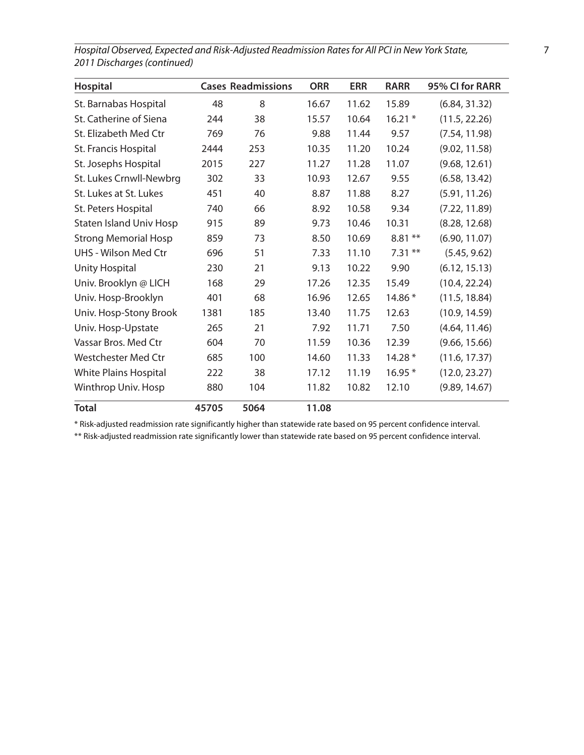*Hospital Observed, Expected and Risk-Adjusted Readmission Rates for All PCI in New York State, 2011 Discharges (continued)*

| Hospital | Cases | Readmissions | ORR | ERR | RARR | 95% CI for RARR |
|---|---|---|---|---|---|---|
| St. Barnabas Hospital | 48 | 8 | 16.67 | 11.62 | 15.89 | (6.84, 31.32) |
| St. Catherine of Siena | 244 | 38 | 15.57 | 10.64 | 16.21 * | (11.5, 22.26) |
| St. Elizabeth Med Ctr | 769 | 76 | 9.88 | 11.44 | 9.57 | (7.54, 11.98) |
| St. Francis Hospital | 2444 | 253 | 10.35 | 11.20 | 10.24 | (9.02, 11.58) |
| St. Josephs Hospital | 2015 | 227 | 11.27 | 11.28 | 11.07 | (9.68, 12.61) |
| St. Lukes Crnwll-Newbrg | 302 | 33 | 10.93 | 12.67 | 9.55 | (6.58, 13.42) |
| St. Lukes at St. Lukes | 451 | 40 | 8.87 | 11.88 | 8.27 | (5.91, 11.26) |
| St. Peters Hospital | 740 | 66 | 8.92 | 10.58 | 9.34 | (7.22, 11.89) |
| Staten Island Univ Hosp | 915 | 89 | 9.73 | 10.46 | 10.31 | (8.28, 12.68) |
| Strong Memorial Hosp | 859 | 73 | 8.50 | 10.69 | 8.81 ** | (6.90, 11.07) |
| UHS - Wilson Med Ctr | 696 | 51 | 7.33 | 11.10 | 7.31 ** | (5.45, 9.62) |
| Unity Hospital | 230 | 21 | 9.13 | 10.22 | 9.90 | (6.12, 15.13) |
| Univ. Brooklyn @ LICH | 168 | 29 | 17.26 | 12.35 | 15.49 | (10.4, 22.24) |
| Univ. Hosp-Brooklyn | 401 | 68 | 16.96 | 12.65 | 14.86 * | (11.5, 18.84) |
| Univ. Hosp-Stony Brook | 1381 | 185 | 13.40 | 11.75 | 12.63 | (10.9, 14.59) |
| Univ. Hosp-Upstate | 265 | 21 | 7.92 | 11.71 | 7.50 | (4.64, 11.46) |
| Vassar Bros. Med Ctr | 604 | 70 | 11.59 | 10.36 | 12.39 | (9.66, 15.66) |
| Westchester Med Ctr | 685 | 100 | 14.60 | 11.33 | 14.28 * | (11.6, 17.37) |
| White Plains Hospital | 222 | 38 | 17.12 | 11.19 | 16.95 * | (12.0, 23.27) |
| Winthrop Univ. Hosp | 880 | 104 | 11.82 | 10.82 | 12.10 | (9.89, 14.67) |
| **Total** | **45705** | **5064** | **11.08** | | | |

* Risk-adjusted readmission rate significantly higher than statewide rate based on 95 percent confidence interval.

** Risk-adjusted readmission rate significantly lower than statewide rate based on 95 percent confidence interval.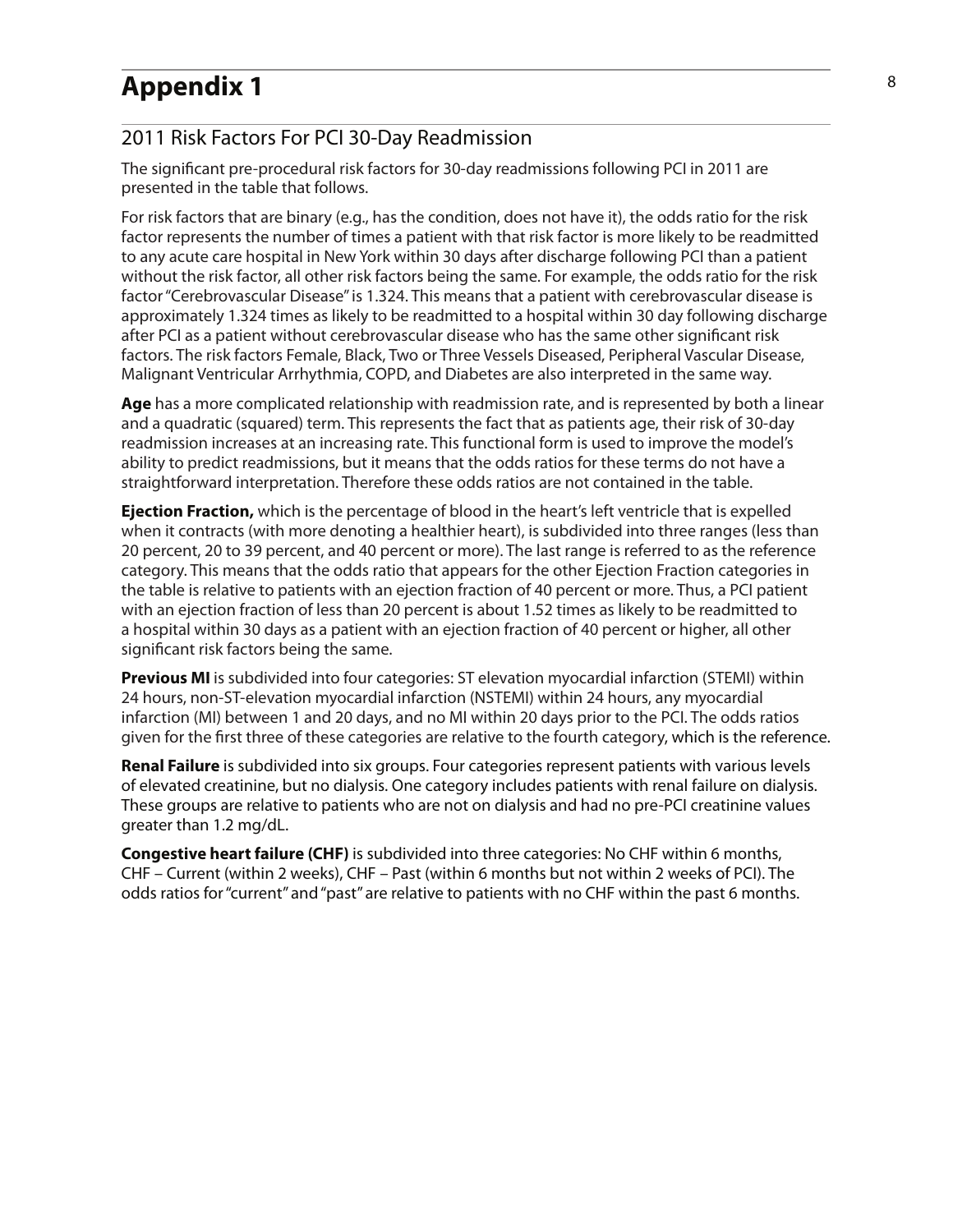# Appendix 1

## 2011 Risk Factors For PCI 30-Day Readmission

The significant pre-procedural risk factors for 30-day readmissions following PCI in 2011 are presented in the table that follows.

For risk factors that are binary (e.g., has the condition, does not have it), the odds ratio for the risk factor represents the number of times a patient with that risk factor is more likely to be readmitted to any acute care hospital in New York within 30 days after discharge following PCI than a patient without the risk factor, all other risk factors being the same. For example, the odds ratio for the risk factor "Cerebrovascular Disease" is 1.324. This means that a patient with cerebrovascular disease is approximately 1.324 times as likely to be readmitted to a hospital within 30 day following discharge after PCI as a patient without cerebrovascular disease who has the same other significant risk factors. The risk factors Female, Black, Two or Three Vessels Diseased, Peripheral Vascular Disease, Malignant Ventricular Arrhythmia, COPD, and Diabetes are also interpreted in the same way.

**Age** has a more complicated relationship with readmission rate, and is represented by both a linear and a quadratic (squared) term. This represents the fact that as patients age, their risk of 30-day readmission increases at an increasing rate. This functional form is used to improve the model's ability to predict readmissions, but it means that the odds ratios for these terms do not have a straightforward interpretation. Therefore these odds ratios are not contained in the table.

**Ejection Fraction,** which is the percentage of blood in the heart's left ventricle that is expelled when it contracts (with more denoting a healthier heart), is subdivided into three ranges (less than 20 percent, 20 to 39 percent, and 40 percent or more). The last range is referred to as the reference category. This means that the odds ratio that appears for the other Ejection Fraction categories in the table is relative to patients with an ejection fraction of 40 percent or more. Thus, a PCI patient with an ejection fraction of less than 20 percent is about 1.52 times as likely to be readmitted to a hospital within 30 days as a patient with an ejection fraction of 40 percent or higher, all other significant risk factors being the same.

**Previous MI** is subdivided into four categories: ST elevation myocardial infarction (STEMI) within 24 hours, non-ST-elevation myocardial infarction (NSTEMI) within 24 hours, any myocardial infarction (MI) between 1 and 20 days, and no MI within 20 days prior to the PCI. The odds ratios given for the first three of these categories are relative to the fourth category, which is the reference.

**Renal Failure** is subdivided into six groups. Four categories represent patients with various levels of elevated creatinine, but no dialysis. One category includes patients with renal failure on dialysis. These groups are relative to patients who are not on dialysis and had no pre-PCI creatinine values greater than 1.2 mg/dL.

**Congestive heart failure (CHF)** is subdivided into three categories: No CHF within 6 months, CHF – Current (within 2 weeks), CHF – Past (within 6 months but not within 2 weeks of PCI). The odds ratios for "current" and "past" are relative to patients with no CHF within the past 6 months.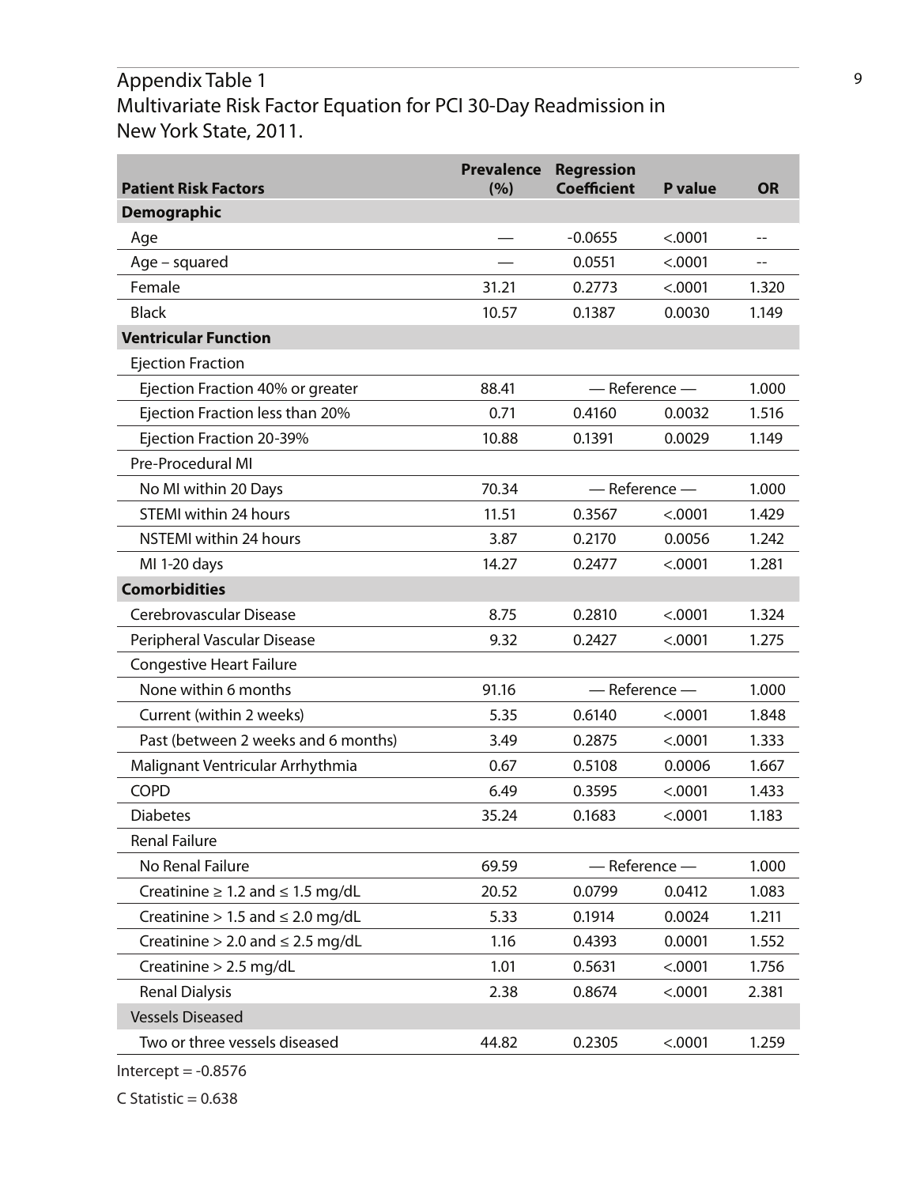## Appendix Table 1
## Multivariate Risk Factor Equation for PCI 30-Day Readmission in New York State, 2011.

| Patient Risk Factors | Prevalence (%) | Regression Coefficient | P value | OR |
|---|---|---|---|---|
| **Demographic** | | | | |
| Age | — | -0.0655 | <.0001 | -- |
| Age – squared | — | 0.0551 | <.0001 | -- |
| Female | 31.21 | 0.2773 | <.0001 | 1.320 |
| Black | 10.57 | 0.1387 | 0.0030 | 1.149 |
| **Ventricular Function** | | | | |
| Ejection Fraction | | | | |
| Ejection Fraction 40% or greater | 88.41 | — Reference — | | 1.000 |
| Ejection Fraction less than 20% | 0.71 | 0.4160 | 0.0032 | 1.516 |
| Ejection Fraction 20-39% | 10.88 | 0.1391 | 0.0029 | 1.149 |
| Pre-Procedural MI | | | | |
| No MI within 20 Days | 70.34 | — Reference — | | 1.000 |
| STEMI within 24 hours | 11.51 | 0.3567 | <.0001 | 1.429 |
| NSTEMI within 24 hours | 3.87 | 0.2170 | 0.0056 | 1.242 |
| MI 1-20 days | 14.27 | 0.2477 | <.0001 | 1.281 |
| **Comorbidities** | | | | |
| Cerebrovascular Disease | 8.75 | 0.2810 | <.0001 | 1.324 |
| Peripheral Vascular Disease | 9.32 | 0.2427 | <.0001 | 1.275 |
| Congestive Heart Failure | | | | |
| None within 6 months | 91.16 | — Reference — | | 1.000 |
| Current (within 2 weeks) | 5.35 | 0.6140 | <.0001 | 1.848 |
| Past (between 2 weeks and 6 months) | 3.49 | 0.2875 | <.0001 | 1.333 |
| Malignant Ventricular Arrhythmia | 0.67 | 0.5108 | 0.0006 | 1.667 |
| COPD | 6.49 | 0.3595 | <.0001 | 1.433 |
| Diabetes | 35.24 | 0.1683 | <.0001 | 1.183 |
| Renal Failure | | | | |
| No Renal Failure | 69.59 | — Reference — | | 1.000 |
| Creatinine ≥ 1.2 and ≤ 1.5 mg/dL | 20.52 | 0.0799 | 0.0412 | 1.083 |
| Creatinine > 1.5 and ≤ 2.0 mg/dL | 5.33 | 0.1914 | 0.0024 | 1.211 |
| Creatinine > 2.0 and ≤ 2.5 mg/dL | 1.16 | 0.4393 | 0.0001 | 1.552 |
| Creatinine > 2.5 mg/dL | 1.01 | 0.5631 | <.0001 | 1.756 |
| Renal Dialysis | 2.38 | 0.8674 | <.0001 | 2.381 |
| Vessels Diseased | | | | |
| Two or three vessels diseased | 44.82 | 0.2305 | <.0001 | 1.259 |

Intercept = -0.8576

C Statistic = 0.638